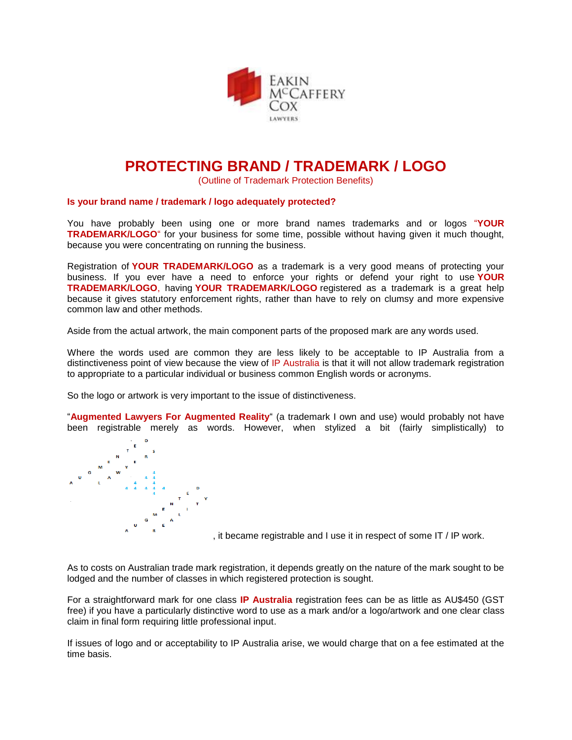EAKIN McCAFFERY COX
LAWYERS

# PROTECTING BRAND / TRADEMARK / LOGO

(Outline of Trademark Protection Benefits)

### Is your brand name / trademark / logo adequately protected?

You have probably been using one or more brand names trademarks and or logos "**YOUR TRADEMARK/LOGO**" for your business for some time, possible without having given it much thought, because you were concentrating on running the business.

Registration of **YOUR TRADEMARK/LOGO** as a trademark is a very good means of protecting your business. If you ever have a need to enforce your rights or defend your right to use **YOUR TRADEMARK/LOGO**, having **YOUR TRADEMARK/LOGO** registered as a trademark is a great help because it gives statutory enforcement rights, rather than have to rely on clumsy and more expensive common law and other methods.

Aside from the actual artwork, the main component parts of the proposed mark are any words used.

Where the words used are common they are less likely to be acceptable to IP Australia from a distinctiveness point of view because the view of IP Australia is that it will not allow trademark registration to appropriate to a particular individual or business common English words or acronyms.

So the logo or artwork is very important to the issue of distinctiveness.

"**Augmented Lawyers For Augmented Reality**" (a trademark I own and use) would probably not have been registrable merely as words. However, when stylized a bit (fairly simplistically) to [stylized logo], it became registrable and I use it in respect of some IT / IP work.

As to costs on Australian trade mark registration, it depends greatly on the nature of the mark sought to be lodged and the number of classes in which registered protection is sought.

For a straightforward mark for one class **IP Australia** registration fees can be as little as AU$450 (GST free) if you have a particularly distinctive word to use as a mark and/or a logo/artwork and one clear class claim in final form requiring little professional input.

If issues of logo and or acceptability to IP Australia arise, we would charge that on a fee estimated at the time basis.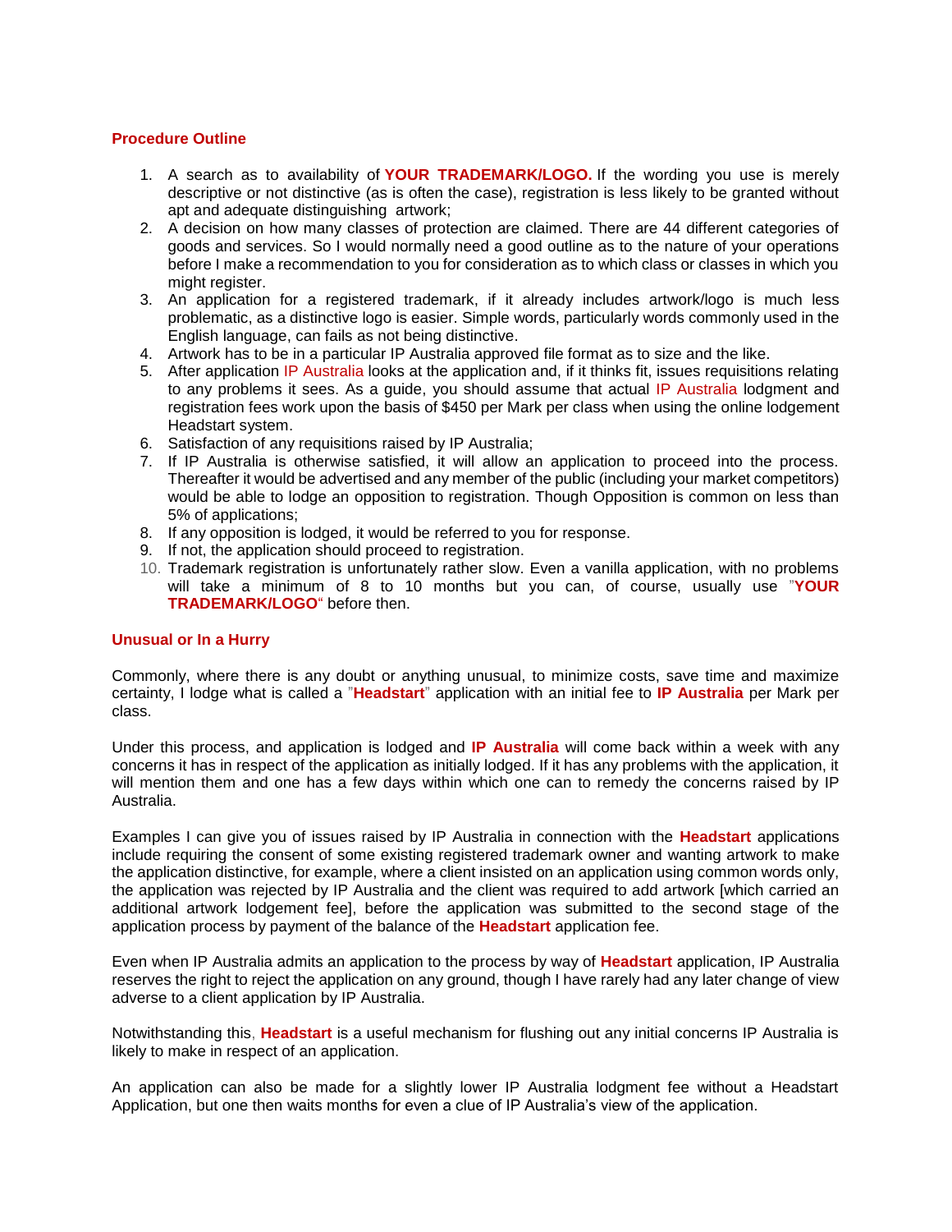## Procedure Outline

1. A search as to availability of **YOUR TRADEMARK/LOGO.** If the wording you use is merely descriptive or not distinctive (as is often the case), registration is less likely to be granted without apt and adequate distinguishing artwork;
2. A decision on how many classes of protection are claimed. There are 44 different categories of goods and services. So I would normally need a good outline as to the nature of your operations before I make a recommendation to you for consideration as to which class or classes in which you might register.
3. An application for a registered trademark, if it already includes artwork/logo is much less problematic, as a distinctive logo is easier. Simple words, particularly words commonly used in the English language, can fails as not being distinctive.
4. Artwork has to be in a particular IP Australia approved file format as to size and the like.
5. After application IP Australia looks at the application and, if it thinks fit, issues requisitions relating to any problems it sees. As a guide, you should assume that actual IP Australia lodgment and registration fees work upon the basis of $450 per Mark per class when using the online lodgement Headstart system.
6. Satisfaction of any requisitions raised by IP Australia;
7. If IP Australia is otherwise satisfied, it will allow an application to proceed into the process. Thereafter it would be advertised and any member of the public (including your market competitors) would be able to lodge an opposition to registration. Though Opposition is common on less than 5% of applications;
8. If any opposition is lodged, it would be referred to you for response.
9. If not, the application should proceed to registration.
10. Trademark registration is unfortunately rather slow. Even a vanilla application, with no problems will take a minimum of 8 to 10 months but you can, of course, usually use "**YOUR TRADEMARK/LOGO**" before then.

## Unusual or In a Hurry

Commonly, where there is any doubt or anything unusual, to minimize costs, save time and maximize certainty, I lodge what is called a "**Headstart**" application with an initial fee to **IP Australia** per Mark per class.

Under this process, and application is lodged and **IP Australia** will come back within a week with any concerns it has in respect of the application as initially lodged. If it has any problems with the application, it will mention them and one has a few days within which one can to remedy the concerns raised by IP Australia.

Examples I can give you of issues raised by IP Australia in connection with the **Headstart** applications include requiring the consent of some existing registered trademark owner and wanting artwork to make the application distinctive, for example, where a client insisted on an application using common words only, the application was rejected by IP Australia and the client was required to add artwork [which carried an additional artwork lodgement fee], before the application was submitted to the second stage of the application process by payment of the balance of the **Headstart** application fee.

Even when IP Australia admits an application to the process by way of **Headstart** application, IP Australia reserves the right to reject the application on any ground, though I have rarely had any later change of view adverse to a client application by IP Australia.

Notwithstanding this, **Headstart** is a useful mechanism for flushing out any initial concerns IP Australia is likely to make in respect of an application.

An application can also be made for a slightly lower IP Australia lodgment fee without a Headstart Application, but one then waits months for even a clue of IP Australia's view of the application.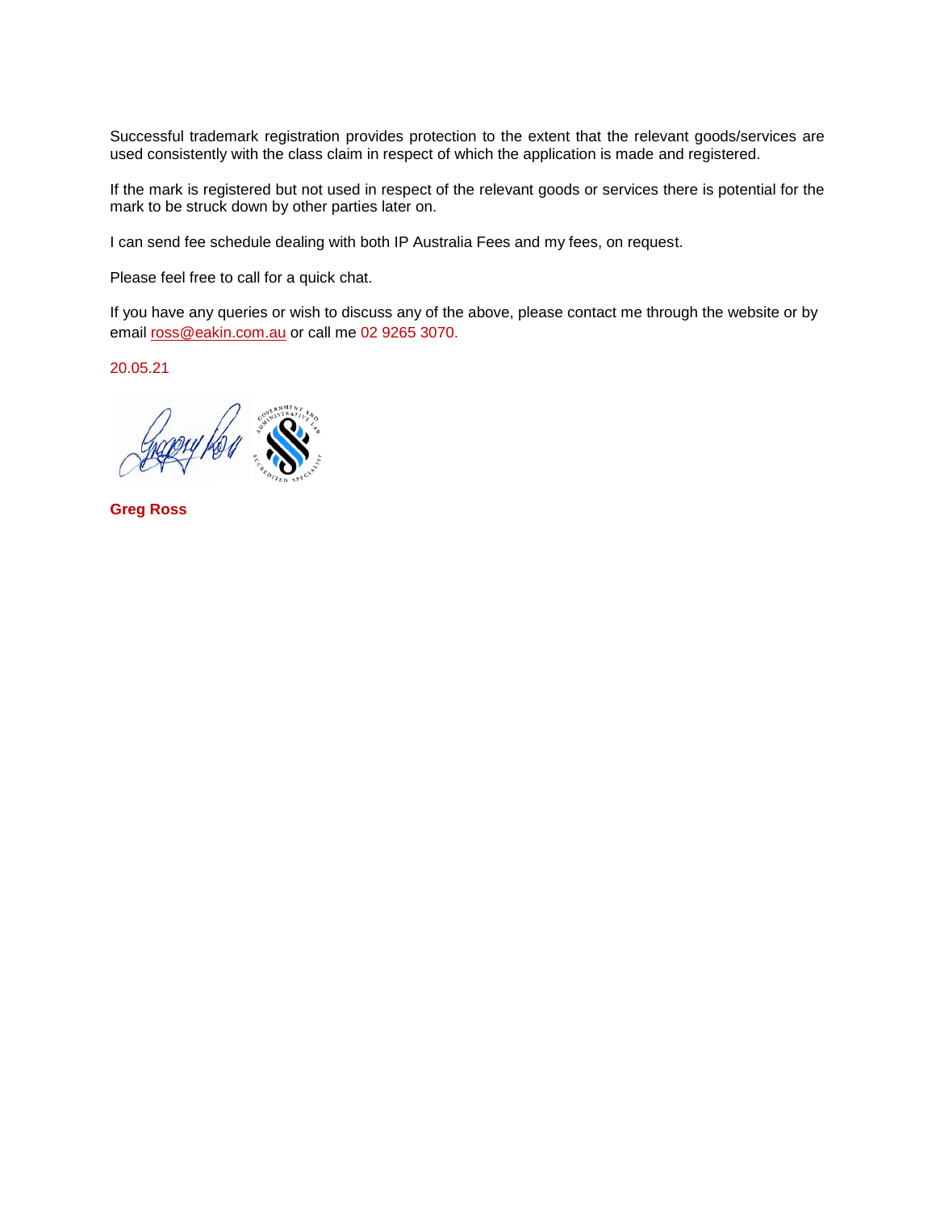Successful trademark registration provides protection to the extent that the relevant goods/services are used consistently with the class claim in respect of which the application is made and registered.

If the mark is registered but not used in respect of the relevant goods or services there is potential for the mark to be struck down by other parties later on.

I can send fee schedule dealing with both IP Australia Fees and my fees, on request.

Please feel free to call for a quick chat.

If you have any queries or wish to discuss any of the above, please contact me through the website or by email ross@eakin.com.au or call me 02 9265 3070.

20.05.21

**Greg Ross**